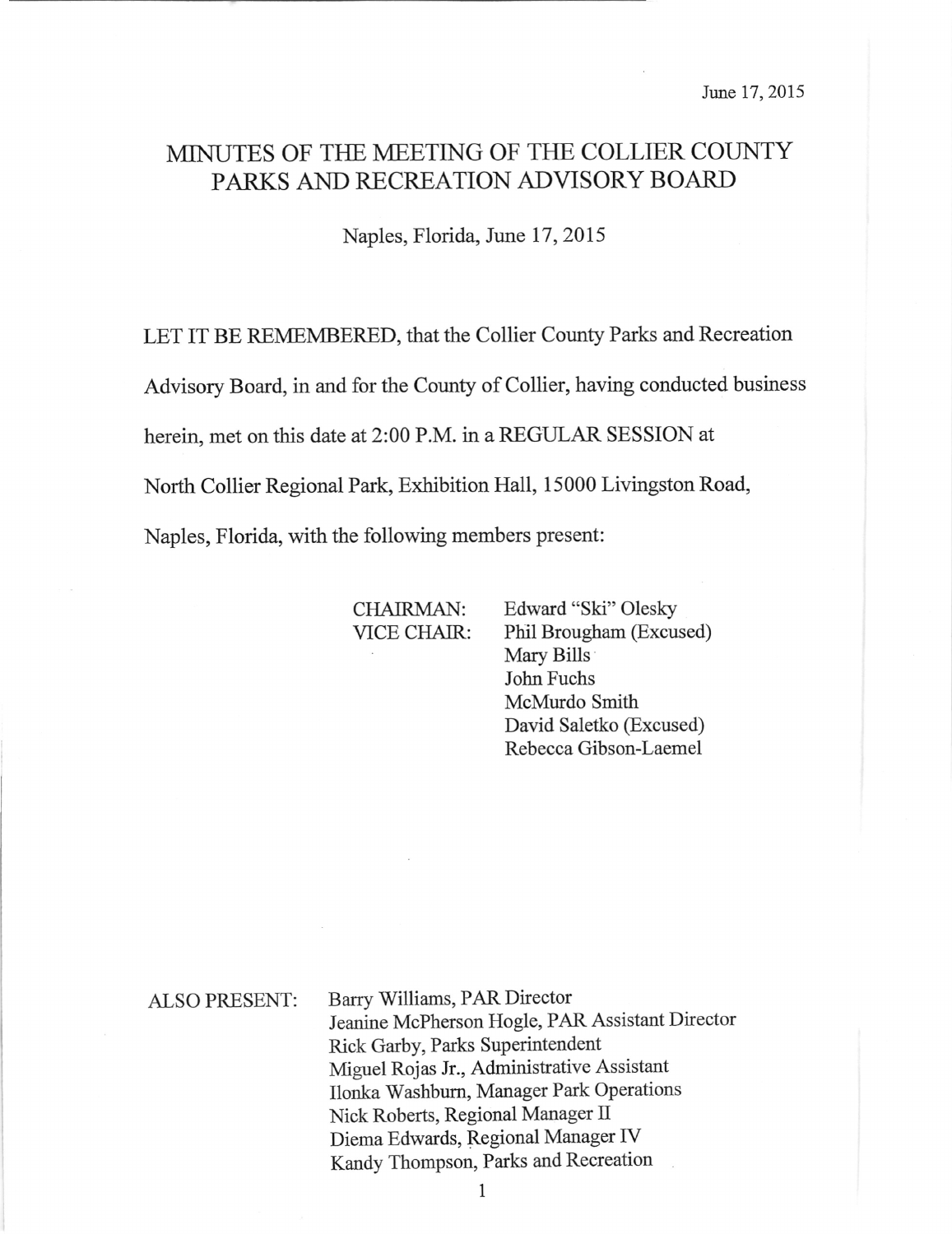June 17, 2015

# MINUTES OF THE MEETING OF THE COLLIER COUNTY PARKS AND RECREATION ADVISORY BOARD

Naples, Florida, June 17, 2015

LET IT BE REMEMBERED, that the Collier County Parks and Recreation Advisory Board, in and for the County of Collier, having conducted business herein, met on this date at 2:00 P.M. in a REGULAR SESSION at North Collier Regional Park, Exhibition Hall, 15000 Livingston Road, Naples, Florida, with the following members present:

| | |
|---|---|
| CHAIRMAN: | Edward "Ski" Olesky |
| VICE CHAIR: | Phil Brougham (Excused) |
| | Mary Bills |
| | John Fuchs |
| | McMurdo Smith |
| | David Saletko (Excused) |
| | Rebecca Gibson-Laemel |

| | |
|---|---|
| ALSO PRESENT: | Barry Williams, PAR Director |
| | Jeanine McPherson Hogle, PAR Assistant Director |
| | Rick Garby, Parks Superintendent |
| | Miguel Rojas Jr., Administrative Assistant |
| | Ilonka Washburn, Manager Park Operations |
| | Nick Roberts, Regional Manager II |
| | Diema Edwards, Regional Manager IV |
| | Kandy Thompson, Parks and Recreation |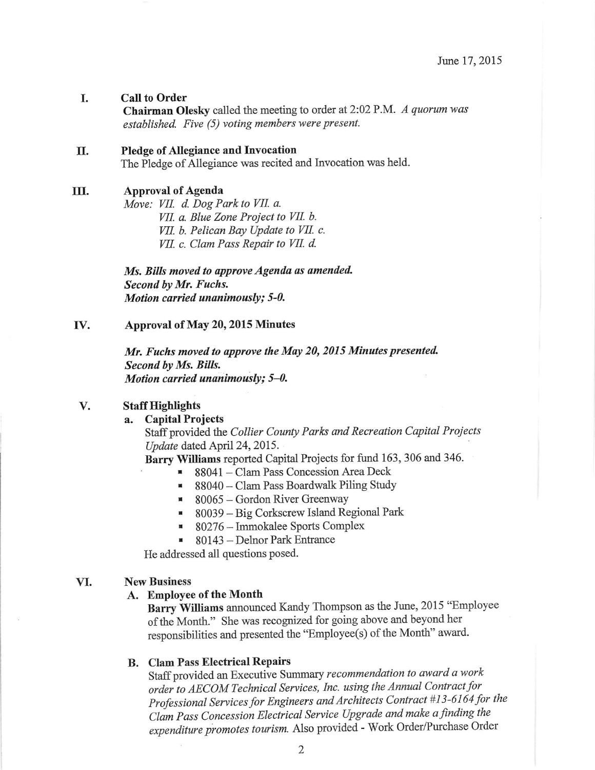June 17, 2015

## I. Call to Order

**Chairman Olesky** called the meeting to order at 2:02 P.M. *A quorum was established. Five (5) voting members were present.*

## II. Pledge of Allegiance and Invocation

The Pledge of Allegiance was recited and Invocation was held.

## III. Approval of Agenda

*Move: VII. d. Dog Park to VII. a.*
*VII. a. Blue Zone Project to VII. b.*
*VII. b. Pelican Bay Update to VII. c.*
*VII. c. Clam Pass Repair to VII. d.*

***Ms. Bills moved to approve Agenda as amended.***
***Second by Mr. Fuchs.***
***Motion carried unanimously; 5-0.***

## IV. Approval of May 20, 2015 Minutes

***Mr. Fuchs moved to approve the May 20, 2015 Minutes presented.***
***Second by Ms. Bills.***
***Motion carried unanimously; 5–0.***

## V. Staff Highlights

### a. Capital Projects

Staff provided the *Collier County Parks and Recreation Capital Projects Update* dated April 24, 2015.

**Barry Williams** reported Capital Projects for fund 163, 306 and 346.

- 88041 – Clam Pass Concession Area Deck
- 88040 – Clam Pass Boardwalk Piling Study
- 80065 – Gordon River Greenway
- 80039 – Big Corkscrew Island Regional Park
- 80276 – Immokalee Sports Complex
- 80143 – Delnor Park Entrance

He addressed all questions posed.

## VI. New Business

### A. Employee of the Month

**Barry Williams** announced Kandy Thompson as the June, 2015 "Employee of the Month." She was recognized for going above and beyond her responsibilities and presented the "Employee(s) of the Month" award.

### B. Clam Pass Electrical Repairs

Staff provided an Executive Summary *recommendation to award a work order to AECOM Technical Services, Inc. using the Annual Contract for Professional Services for Engineers and Architects Contract #13-6164 for the Clam Pass Concession Electrical Service Upgrade and make a finding the expenditure promotes tourism.* Also provided - Work Order/Purchase Order